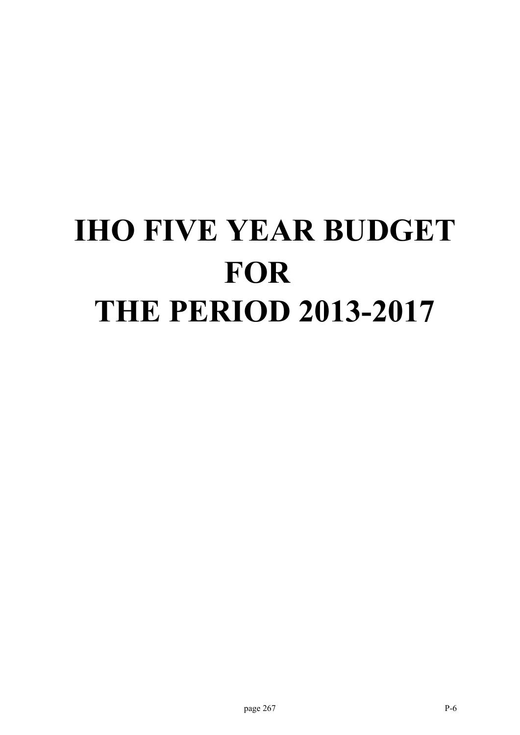# IHO FIVE YEAR BUDGET FOR THE PERIOD 2013-2017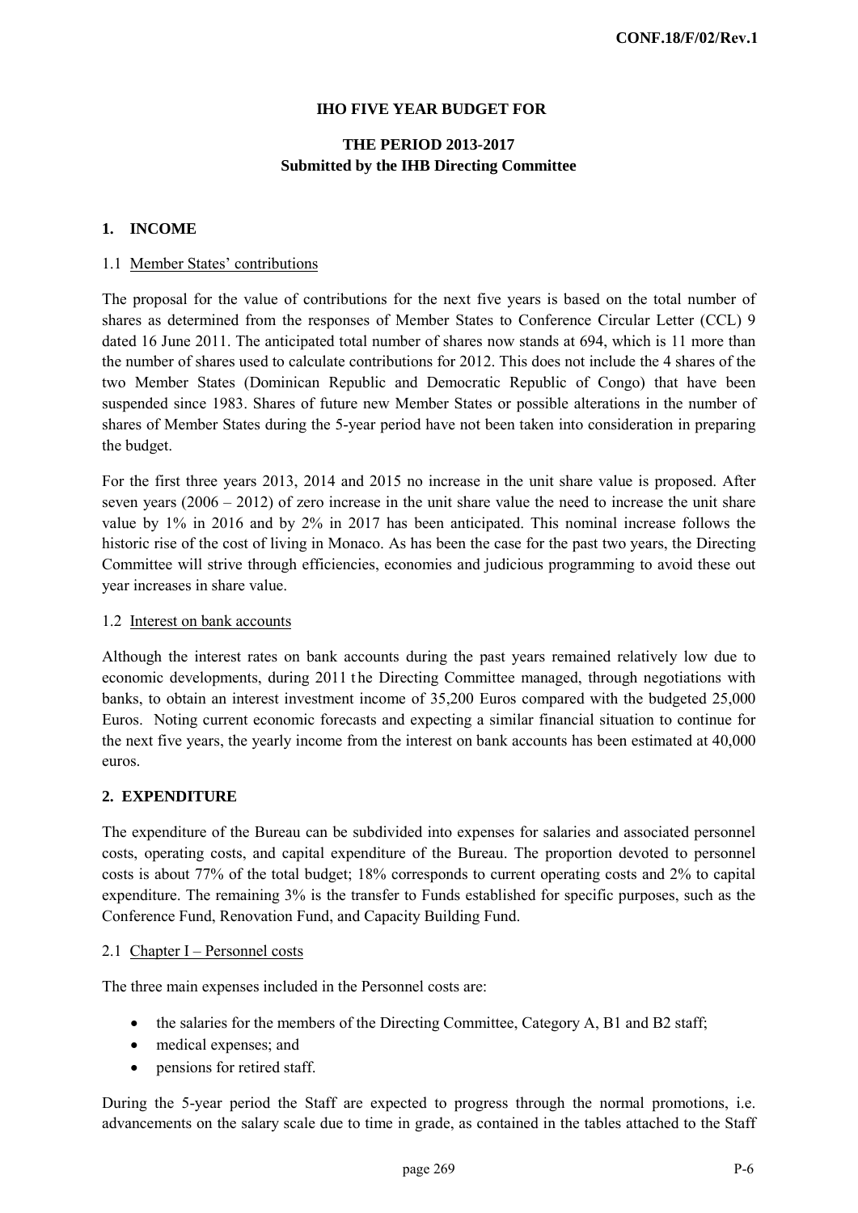**IHO FIVE YEAR BUDGET FOR**

**THE PERIOD 2013-2017**
**Submitted by the IHB Directing Committee**

## 1. INCOME

### 1.1 Member States' contributions

The proposal for the value of contributions for the next five years is based on the total number of shares as determined from the responses of Member States to Conference Circular Letter (CCL) 9 dated 16 June 2011. The anticipated total number of shares now stands at 694, which is 11 more than the number of shares used to calculate contributions for 2012. This does not include the 4 shares of the two Member States (Dominican Republic and Democratic Republic of Congo) that have been suspended since 1983. Shares of future new Member States or possible alterations in the number of shares of Member States during the 5-year period have not been taken into consideration in preparing the budget.

For the first three years 2013, 2014 and 2015 no increase in the unit share value is proposed. After seven years (2006 – 2012) of zero increase in the unit share value the need to increase the unit share value by 1% in 2016 and by 2% in 2017 has been anticipated. This nominal increase follows the historic rise of the cost of living in Monaco. As has been the case for the past two years, the Directing Committee will strive through efficiencies, economies and judicious programming to avoid these out year increases in share value.

### 1.2 Interest on bank accounts

Although the interest rates on bank accounts during the past years remained relatively low due to economic developments, during 2011 the Directing Committee managed, through negotiations with banks, to obtain an interest investment income of 35,200 Euros compared with the budgeted 25,000 Euros. Noting current economic forecasts and expecting a similar financial situation to continue for the next five years, the yearly income from the interest on bank accounts has been estimated at 40,000 euros.

## 2. EXPENDITURE

The expenditure of the Bureau can be subdivided into expenses for salaries and associated personnel costs, operating costs, and capital expenditure of the Bureau. The proportion devoted to personnel costs is about 77% of the total budget; 18% corresponds to current operating costs and 2% to capital expenditure. The remaining 3% is the transfer to Funds established for specific purposes, such as the Conference Fund, Renovation Fund, and Capacity Building Fund.

### 2.1 Chapter I – Personnel costs

The three main expenses included in the Personnel costs are:

- the salaries for the members of the Directing Committee, Category A, B1 and B2 staff;
- medical expenses; and
- pensions for retired staff.

During the 5-year period the Staff are expected to progress through the normal promotions, i.e. advancements on the salary scale due to time in grade, as contained in the tables attached to the Staff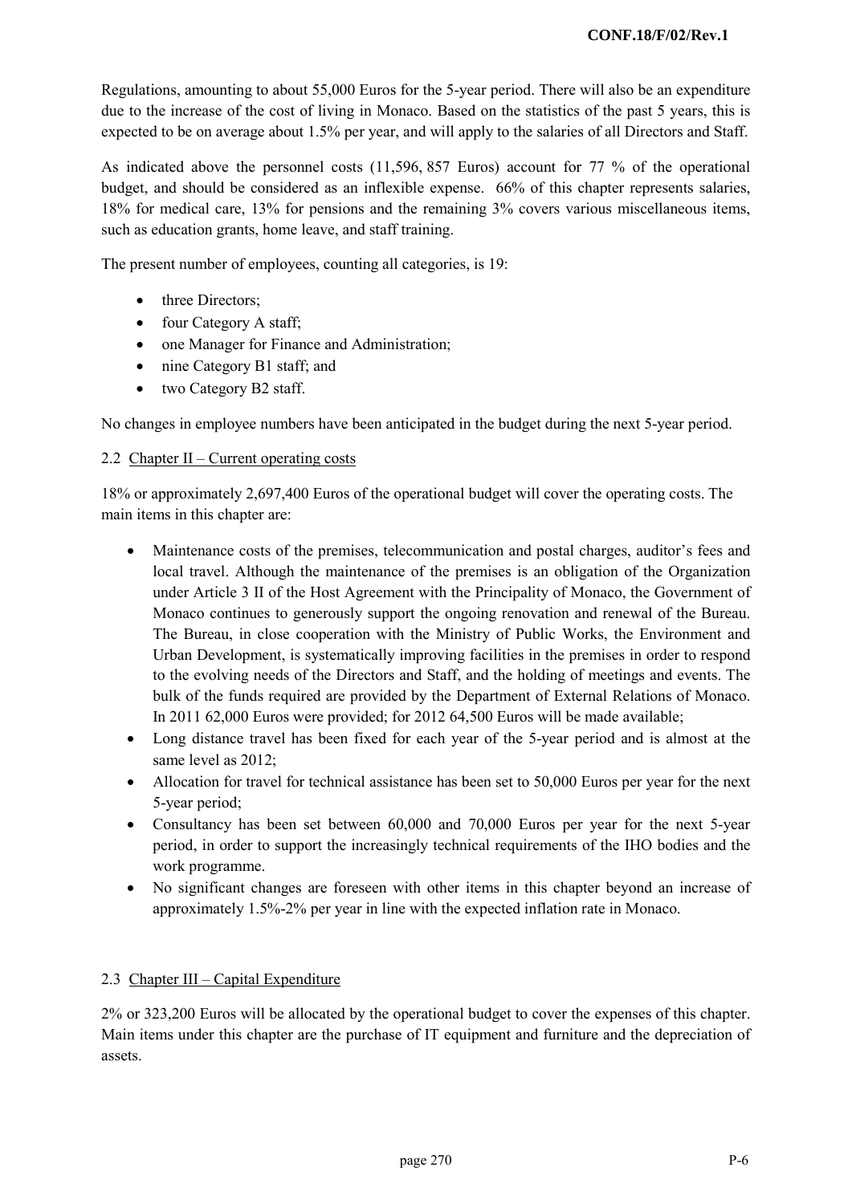Regulations, amounting to about 55,000 Euros for the 5-year period. There will also be an expenditure due to the increase of the cost of living in Monaco. Based on the statistics of the past 5 years, this is expected to be on average about 1.5% per year, and will apply to the salaries of all Directors and Staff.

As indicated above the personnel costs (11,596, 857 Euros) account for 77 % of the operational budget, and should be considered as an inflexible expense. 66% of this chapter represents salaries, 18% for medical care, 13% for pensions and the remaining 3% covers various miscellaneous items, such as education grants, home leave, and staff training.

The present number of employees, counting all categories, is 19:

- three Directors;
- four Category A staff;
- one Manager for Finance and Administration;
- nine Category B1 staff; and
- two Category B2 staff.

No changes in employee numbers have been anticipated in the budget during the next 5-year period.

### 2.2 Chapter II – Current operating costs

18% or approximately 2,697,400 Euros of the operational budget will cover the operating costs. The main items in this chapter are:

- Maintenance costs of the premises, telecommunication and postal charges, auditor's fees and local travel. Although the maintenance of the premises is an obligation of the Organization under Article 3 II of the Host Agreement with the Principality of Monaco, the Government of Monaco continues to generously support the ongoing renovation and renewal of the Bureau. The Bureau, in close cooperation with the Ministry of Public Works, the Environment and Urban Development, is systematically improving facilities in the premises in order to respond to the evolving needs of the Directors and Staff, and the holding of meetings and events. The bulk of the funds required are provided by the Department of External Relations of Monaco. In 2011 62,000 Euros were provided; for 2012 64,500 Euros will be made available;
- Long distance travel has been fixed for each year of the 5-year period and is almost at the same level as 2012;
- Allocation for travel for technical assistance has been set to 50,000 Euros per year for the next 5-year period;
- Consultancy has been set between 60,000 and 70,000 Euros per year for the next 5-year period, in order to support the increasingly technical requirements of the IHO bodies and the work programme.
- No significant changes are foreseen with other items in this chapter beyond an increase of approximately 1.5%-2% per year in line with the expected inflation rate in Monaco.

### 2.3 Chapter III – Capital Expenditure

2% or 323,200 Euros will be allocated by the operational budget to cover the expenses of this chapter. Main items under this chapter are the purchase of IT equipment and furniture and the depreciation of assets.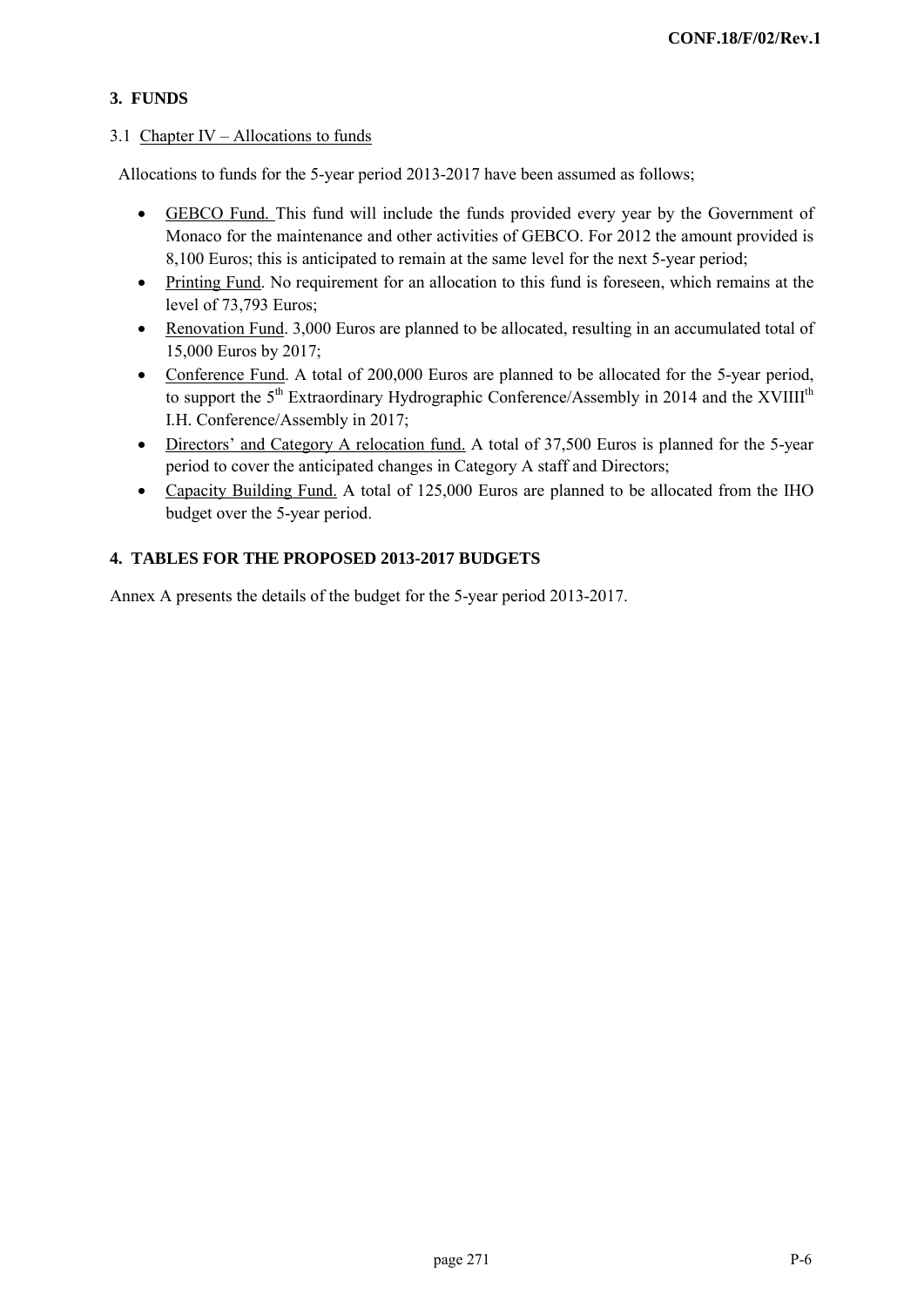## 3. FUNDS

3.1 Chapter IV – Allocations to funds

Allocations to funds for the 5-year period 2013-2017 have been assumed as follows;

- GEBCO Fund. This fund will include the funds provided every year by the Government of Monaco for the maintenance and other activities of GEBCO. For 2012 the amount provided is 8,100 Euros; this is anticipated to remain at the same level for the next 5-year period;
- Printing Fund. No requirement for an allocation to this fund is foreseen, which remains at the level of 73,793 Euros;
- Renovation Fund. 3,000 Euros are planned to be allocated, resulting in an accumulated total of 15,000 Euros by 2017;
- Conference Fund. A total of 200,000 Euros are planned to be allocated for the 5-year period, to support the 5th Extraordinary Hydrographic Conference/Assembly in 2014 and the XVIIIIth I.H. Conference/Assembly in 2017;
- Directors' and Category A relocation fund. A total of 37,500 Euros is planned for the 5-year period to cover the anticipated changes in Category A staff and Directors;
- Capacity Building Fund. A total of 125,000 Euros are planned to be allocated from the IHO budget over the 5-year period.

## 4. TABLES FOR THE PROPOSED 2013-2017 BUDGETS

Annex A presents the details of the budget for the 5-year period 2013-2017.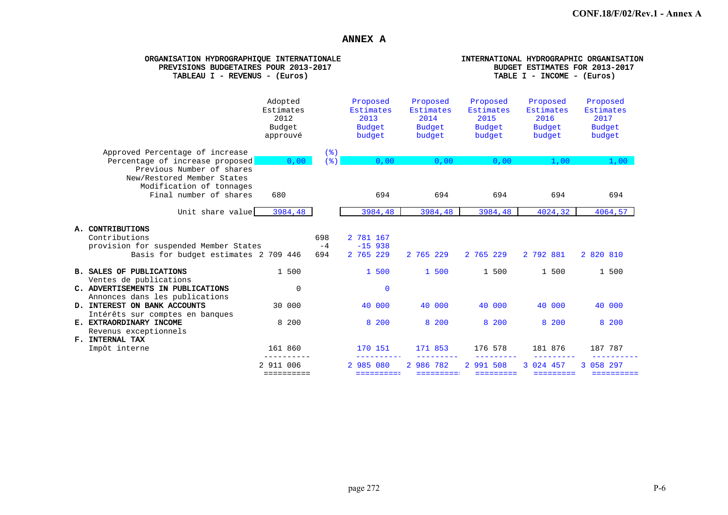# ANNEX A

**ORGANISATION HYDROGRAPHIQUE INTERNATIONALE**
**PREVISIONS BUDGETAIRES POUR 2013-2017**
**TABLEAU I - REVENUS - (Euros)**

**INTERNATIONAL HYDROGRAPHIC ORGANISATION**
**BUDGET ESTIMATES FOR 2013-2017**
**TABLE I - INCOME - (Euros)**

| | Adopted Estimates 2012 Budget approuvé | | Proposed Estimates 2013 Budget budget | Proposed Estimates 2014 Budget budget | Proposed Estimates 2015 Budget budget | Proposed Estimates 2016 Budget budget | Proposed Estimates 2017 Budget budget |
|---|---|---|---|---|---|---|---|
| Approved Percentage of increase | | (%) | | | | | |
| Percentage of increase proposed | 0,00 | (%) | 0,00 | 0,00 | 0,00 | 1,00 | 1,00 |
| Previous Number of shares | | | | | | | |
| New/Restored Member States | | | | | | | |
| Modification of tonnages | | | | | | | |
| Final number of shares | 680 | | 694 | 694 | 694 | 694 | 694 |
| Unit share value | 3984,48 | | 3984,48 | 3984,48 | 3984,48 | 4024,32 | 4064,57 |
| **A. CONTRIBUTIONS** | | | | | | | |
| Contributions | | 698 | 2 781 167 | | | | |
| provision for suspended Member States | | -4 | -15 938 | | | | |
| Basis for budget estimates | 2 709 446 | 694 | 2 765 229 | 2 765 229 | 2 765 229 | 2 792 881 | 2 820 810 |
| **B. SALES OF PUBLICATIONS** Ventes de publications | 1 500 | | 1 500 | 1 500 | 1 500 | 1 500 | 1 500 |
| **C. ADVERTISEMENTS IN PUBLICATIONS** Annonces dans les publications | 0 | | 0 | | | | |
| **D. INTEREST ON BANK ACCOUNTS** Intérêts sur comptes en banques | 30 000 | | 40 000 | 40 000 | 40 000 | 40 000 | 40 000 |
| **E. EXTRAORDINARY INCOME** Revenus exceptionnels | 8 200 | | 8 200 | 8 200 | 8 200 | 8 200 | 8 200 |
| **F. INTERNAL TAX** Impôt interne | 161 860 | | 170 151 | 171 853 | 176 578 | 181 876 | 187 787 |
| | 2 911 006 | | 2 985 080 | 2 986 782 | 2 991 508 | 3 024 457 | 3 058 297 |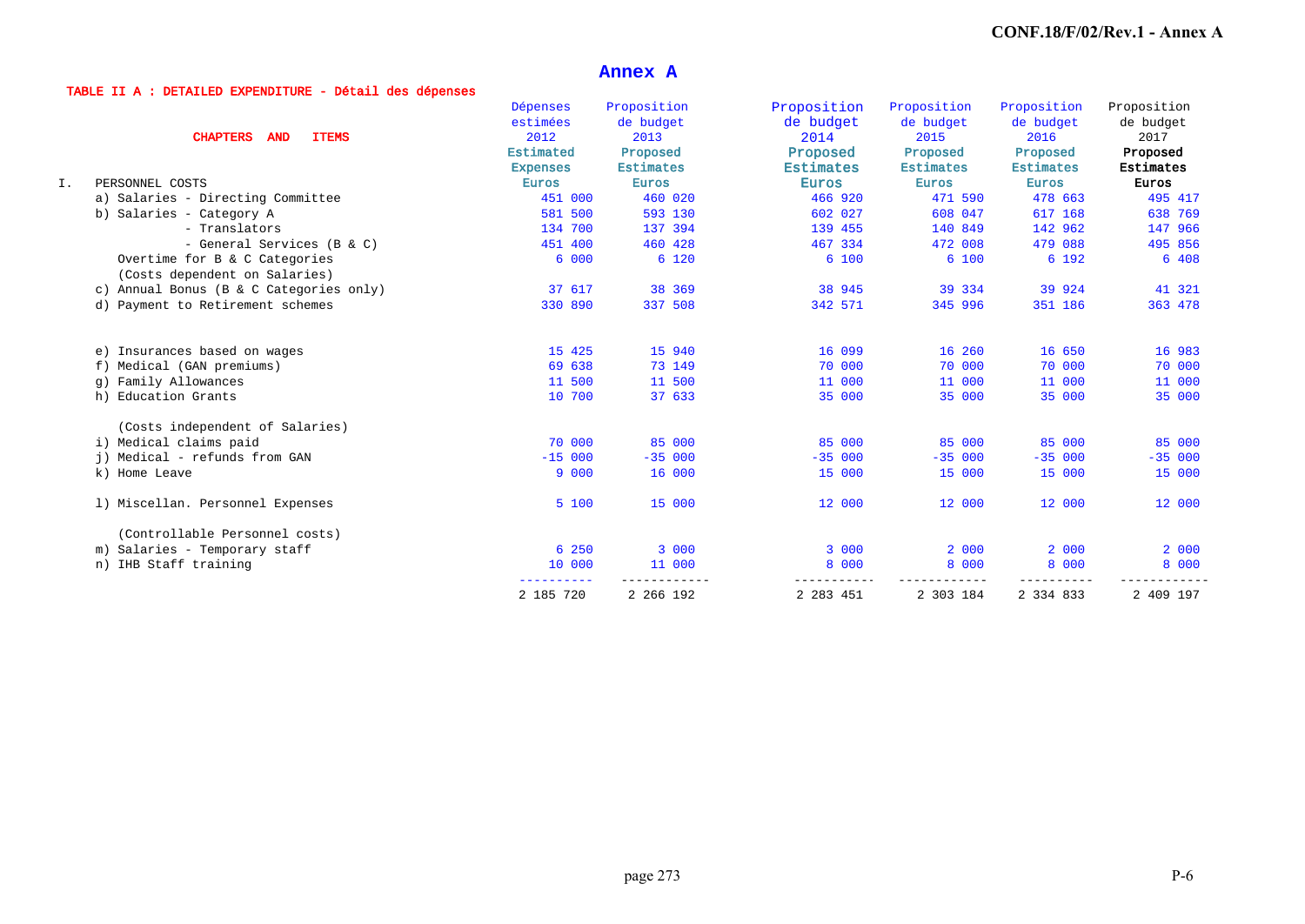# Annex A

**TABLE II A : DETAILED EXPENDITURE - Détail des dépenses**

| CHAPTERS AND ITEMS | Dépenses estimées 2012 Estimated Expenses Euros | Proposition de budget 2013 Proposed Estimates Euros | Proposition de budget 2014 Proposed Estimates Euros | Proposition de budget 2015 Proposed Estimates Euros | Proposition de budget 2016 Proposed Estimates Euros | Proposition de budget 2017 Proposed Estimates Euros |
|---|---|---|---|---|---|---|
| I. PERSONNEL COSTS | | | | | | |
| a) Salaries - Directing Committee | 451 000 | 460 020 | 466 920 | 471 590 | 478 663 | 495 417 |
| b) Salaries - Category A | 581 500 | 593 130 | 602 027 | 608 047 | 617 168 | 638 769 |
| - Translators | 134 700 | 137 394 | 139 455 | 140 849 | 142 962 | 147 966 |
| - General Services (B & C) | 451 400 | 460 428 | 467 334 | 472 008 | 479 088 | 495 856 |
| Overtime for B & C Categories | 6 000 | 6 120 | 6 100 | 6 100 | 6 192 | 6 408 |
| (Costs dependent on Salaries) | | | | | | |
| c) Annual Bonus (B & C Categories only) | 37 617 | 38 369 | 38 945 | 39 334 | 39 924 | 41 321 |
| d) Payment to Retirement schemes | 330 890 | 337 508 | 342 571 | 345 996 | 351 186 | 363 478 |
| e) Insurances based on wages | 15 425 | 15 940 | 16 099 | 16 260 | 16 650 | 16 983 |
| f) Medical (GAN premiums) | 69 638 | 73 149 | 70 000 | 70 000 | 70 000 | 70 000 |
| g) Family Allowances | 11 500 | 11 500 | 11 000 | 11 000 | 11 000 | 11 000 |
| h) Education Grants | 10 700 | 37 633 | 35 000 | 35 000 | 35 000 | 35 000 |
| (Costs independent of Salaries) | | | | | | |
| i) Medical claims paid | 70 000 | 85 000 | 85 000 | 85 000 | 85 000 | 85 000 |
| j) Medical - refunds from GAN | -15 000 | -35 000 | -35 000 | -35 000 | -35 000 | -35 000 |
| k) Home Leave | 9 000 | 16 000 | 15 000 | 15 000 | 15 000 | 15 000 |
| l) Miscellan. Personnel Expenses | 5 100 | 15 000 | 12 000 | 12 000 | 12 000 | 12 000 |
| (Controllable Personnel costs) | | | | | | |
| m) Salaries - Temporary staff | 6 250 | 3 000 | 3 000 | 2 000 | 2 000 | 2 000 |
| n) IHB Staff training | 10 000 | 11 000 | 8 000 | 8 000 | 8 000 | 8 000 |
| | 2 185 720 | 2 266 192 | 2 283 451 | 2 303 184 | 2 334 833 | 2 409 197 |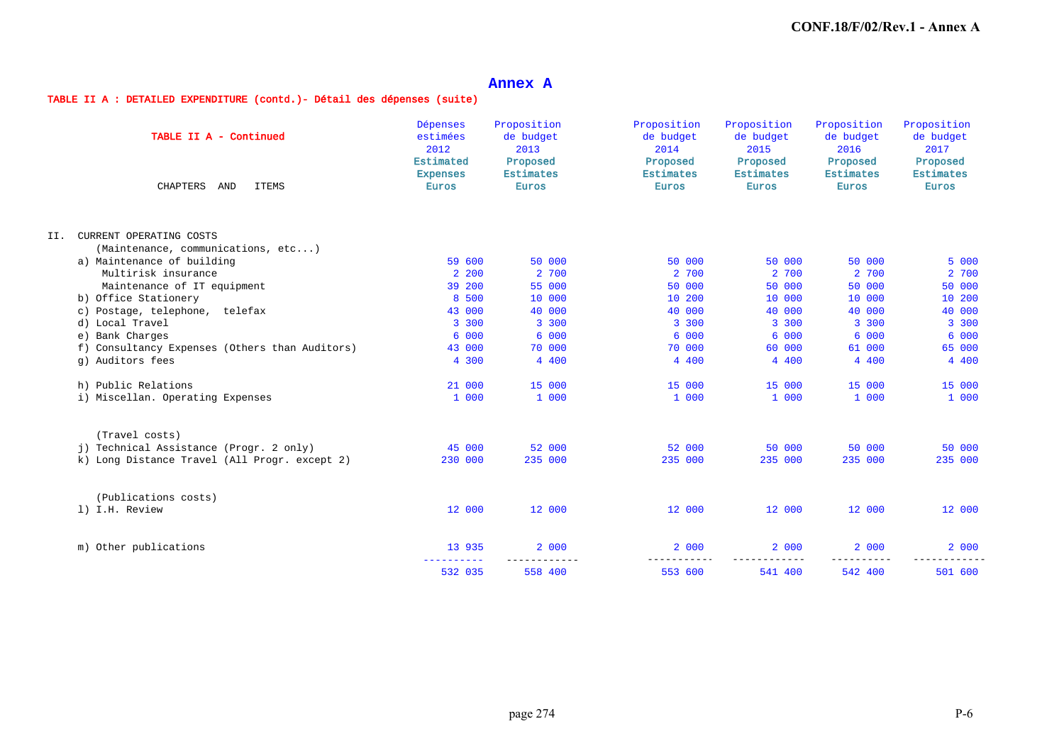# Annex A

**TABLE II A : DETAILED EXPENDITURE (contd.)- Détail des dépenses (suite)**

| TABLE II A - Continued<br>CHAPTERS AND ITEMS | Dépenses estimées 2012 Estimated Expenses Euros | Proposition de budget 2013 Proposed Estimates Euros | Proposition de budget 2014 Proposed Estimates Euros | Proposition de budget 2015 Proposed Estimates Euros | Proposition de budget 2016 Proposed Estimates Euros | Proposition de budget 2017 Proposed Estimates Euros |
|---|---|---|---|---|---|---|
| II. CURRENT OPERATING COSTS | | | | | | |
| (Maintenance, communications, etc...) | | | | | | |
| a) Maintenance of building | 59 600 | 50 000 | 50 000 | 50 000 | 50 000 | 5 000 |
| Multirisk insurance | 2 200 | 2 700 | 2 700 | 2 700 | 2 700 | 2 700 |
| Maintenance of IT equipment | 39 200 | 55 000 | 50 000 | 50 000 | 50 000 | 50 000 |
| b) Office Stationery | 8 500 | 10 000 | 10 200 | 10 000 | 10 000 | 10 200 |
| c) Postage, telephone, telefax | 43 000 | 40 000 | 40 000 | 40 000 | 40 000 | 40 000 |
| d) Local Travel | 3 300 | 3 300 | 3 300 | 3 300 | 3 300 | 3 300 |
| e) Bank Charges | 6 000 | 6 000 | 6 000 | 6 000 | 6 000 | 6 000 |
| f) Consultancy Expenses (Others than Auditors) | 43 000 | 70 000 | 70 000 | 60 000 | 61 000 | 65 000 |
| g) Auditors fees | 4 300 | 4 400 | 4 400 | 4 400 | 4 400 | 4 400 |
| h) Public Relations | 21 000 | 15 000 | 15 000 | 15 000 | 15 000 | 15 000 |
| i) Miscellan. Operating Expenses | 1 000 | 1 000 | 1 000 | 1 000 | 1 000 | 1 000 |
| (Travel costs) | | | | | | |
| j) Technical Assistance (Progr. 2 only) | 45 000 | 52 000 | 52 000 | 50 000 | 50 000 | 50 000 |
| k) Long Distance Travel (All Progr. except 2) | 230 000 | 235 000 | 235 000 | 235 000 | 235 000 | 235 000 |
| (Publications costs) | | | | | | |
| l) I.H. Review | 12 000 | 12 000 | 12 000 | 12 000 | 12 000 | 12 000 |
| m) Other publications | 13 935 | 2 000 | 2 000 | 2 000 | 2 000 | 2 000 |
| | 532 035 | 558 400 | 553 600 | 541 400 | 542 400 | 501 600 |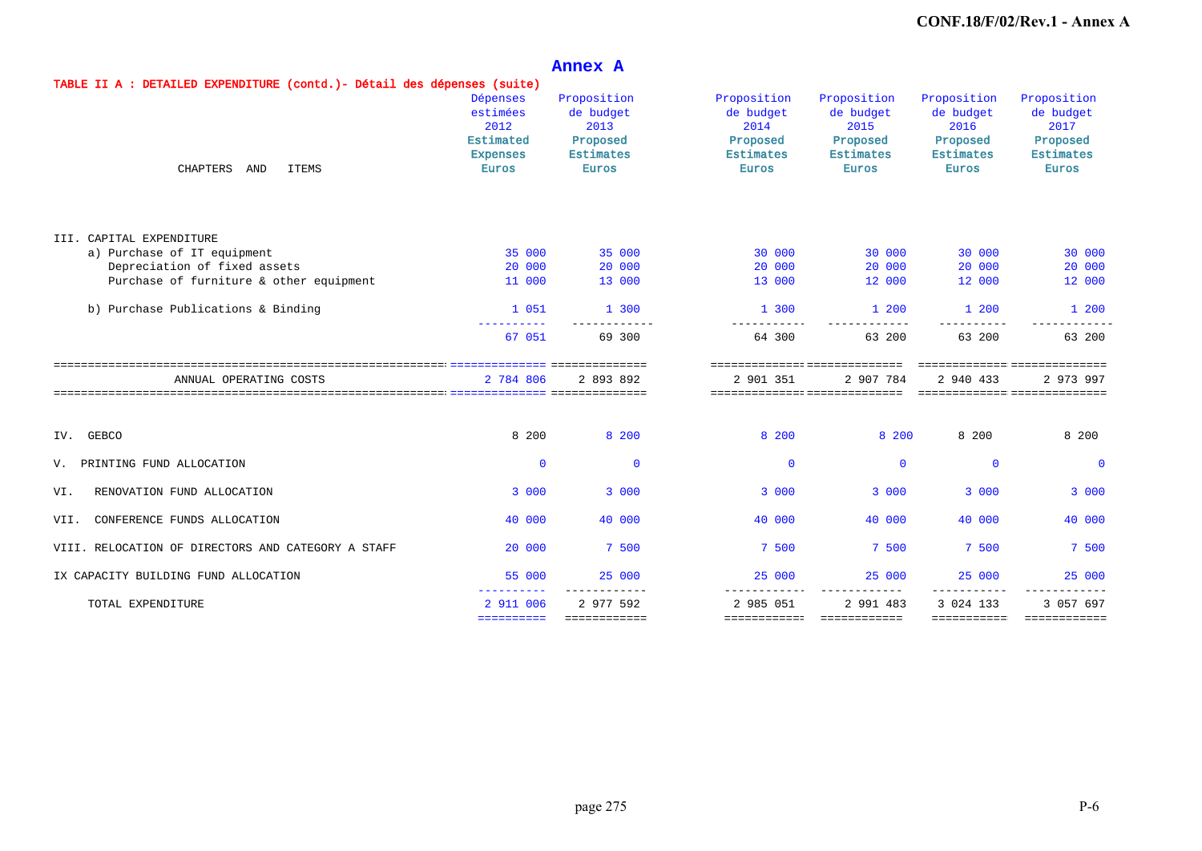## Annex A

**TABLE II A : DETAILED EXPENDITURE (contd.)- Détail des dépenses (suite)**

| CHAPTERS AND ITEMS | Dépenses estimées 2012 Estimated Expenses Euros | Proposition de budget 2013 Proposed Estimates Euros | Proposition de budget 2014 Proposed Estimates Euros | Proposition de budget 2015 Proposed Estimates Euros | Proposition de budget 2016 Proposed Estimates Euros | Proposition de budget 2017 Proposed Estimates Euros |
|---|---|---|---|---|---|---|
| III. CAPITAL EXPENDITURE | | | | | | |
| a) Purchase of IT equipment | 35 000 | 35 000 | 30 000 | 30 000 | 30 000 | 30 000 |
| Depreciation of fixed assets | 20 000 | 20 000 | 20 000 | 20 000 | 20 000 | 20 000 |
| Purchase of furniture & other equipment | 11 000 | 13 000 | 13 000 | 12 000 | 12 000 | 12 000 |
| b) Purchase Publications & Binding | 1 051 | 1 300 | 1 300 | 1 200 | 1 200 | 1 200 |
| | 67 051 | 69 300 | 64 300 | 63 200 | 63 200 | 63 200 |
| ANNUAL OPERATING COSTS | 2 784 806 | 2 893 892 | 2 901 351 | 2 907 784 | 2 940 433 | 2 973 997 |
| IV. GEBCO | 8 200 | 8 200 | 8 200 | 8 200 | 8 200 | 8 200 |
| V. PRINTING FUND ALLOCATION | 0 | 0 | 0 | 0 | 0 | 0 |
| VI. RENOVATION FUND ALLOCATION | 3 000 | 3 000 | 3 000 | 3 000 | 3 000 | 3 000 |
| VII. CONFERENCE FUNDS ALLOCATION | 40 000 | 40 000 | 40 000 | 40 000 | 40 000 | 40 000 |
| VIII. RELOCATION OF DIRECTORS AND CATEGORY A STAFF | 20 000 | 7 500 | 7 500 | 7 500 | 7 500 | 7 500 |
| IX CAPACITY BUILDING FUND ALLOCATION | 55 000 | 25 000 | 25 000 | 25 000 | 25 000 | 25 000 |
| TOTAL EXPENDITURE | 2 911 006 | 2 977 592 | 2 985 051 | 2 991 483 | 3 024 133 | 3 057 697 |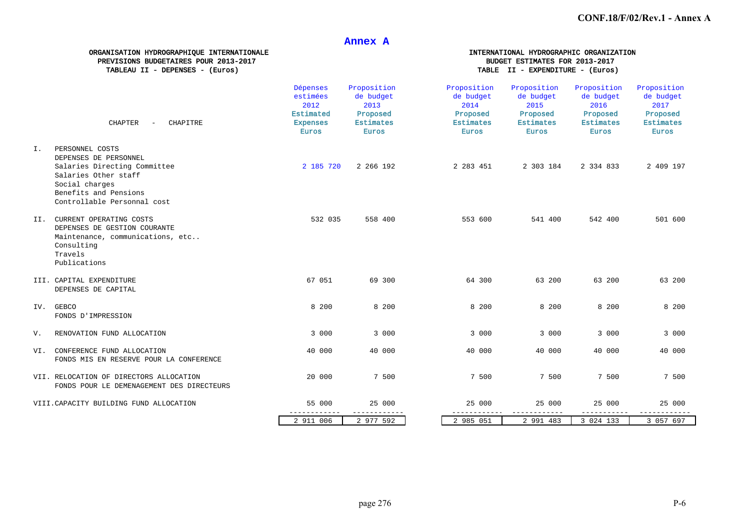# Annex A

**ORGANISATION HYDROGRAPHIQUE INTERNATIONALE**
**PREVISIONS BUDGETAIRES POUR 2013-2017**
**TABLEAU II - DEPENSES - (Euros)**

**INTERNATIONAL HYDROGRAPHIC ORGANIZATION**
**BUDGET ESTIMATES FOR 2013-2017**
**TABLE II - EXPENDITURE - (Euros)**

| | CHAPTER - CHAPITRE | Dépenses estimées 2012 Estimated Expenses Euros | Proposition de budget 2013 Proposed Estimates Euros | Proposition de budget 2014 Proposed Estimates Euros | Proposition de budget 2015 Proposed Estimates Euros | Proposition de budget 2016 Proposed Estimates Euros | Proposition de budget 2017 Proposed Estimates Euros |
|---|---|---|---|---|---|---|---|
| I. | PERSONNEL COSTS<br>DEPENSES DE PERSONNEL<br>Salaries Directing Committee<br>Salaries Other staff<br>Social charges<br>Benefits and Pensions<br>Controllable Personnal cost | 2 185 720 | 2 266 192 | 2 283 451 | 2 303 184 | 2 334 833 | 2 409 197 |
| II. | CURRENT OPERATING COSTS<br>DEPENSES DE GESTION COURANTE<br>Maintenance, communications, etc..<br>Consulting<br>Travels<br>Publications | 532 035 | 558 400 | 553 600 | 541 400 | 542 400 | 501 600 |
| III. | CAPITAL EXPENDITURE<br>DEPENSES DE CAPITAL | 67 051 | 69 300 | 64 300 | 63 200 | 63 200 | 63 200 |
| IV. | GEBCO<br>FONDS D'IMPRESSION | 8 200 | 8 200 | 8 200 | 8 200 | 8 200 | 8 200 |
| V. | RENOVATION FUND ALLOCATION | 3 000 | 3 000 | 3 000 | 3 000 | 3 000 | 3 000 |
| VI. | CONFERENCE FUND ALLOCATION<br>FONDS MIS EN RESERVE POUR LA CONFERENCE | 40 000 | 40 000 | 40 000 | 40 000 | 40 000 | 40 000 |
| VII. | RELOCATION OF DIRECTORS ALLOCATION<br>FONDS POUR LE DEMENAGEMENT DES DIRECTEURS | 20 000 | 7 500 | 7 500 | 7 500 | 7 500 | 7 500 |
| VIII. | CAPACITY BUILDING FUND ALLOCATION | 55 000 | 25 000 | 25 000 | 25 000 | 25 000 | 25 000 |
| | | 2 911 006 | 2 977 592 | 2 985 051 | 2 991 483 | 3 024 133 | 3 057 697 |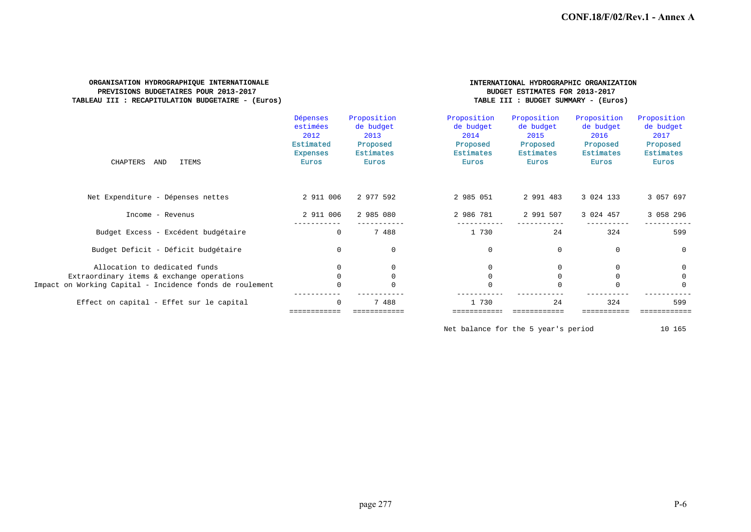**ORGANISATION HYDROGRAPHIQUE INTERNATIONALE**
**PREVISIONS BUDGETAIRES POUR 2013-2017**
**TABLEAU III : RECAPITULATION BUDGETAIRE - (Euros)**

**INTERNATIONAL HYDROGRAPHIC ORGANIZATION**
**BUDGET ESTIMATES FOR 2013-2017**
**TABLE III : BUDGET SUMMARY - (Euros)**

| CHAPTERS AND ITEMS | Dépenses estimées 2012 **Estimated Expenses** **Euros** | Proposition de budget 2013 **Proposed Estimates** **Euros** | Proposition de budget 2014 **Proposed Estimates** **Euros** | Proposition de budget 2015 **Proposed Estimates** **Euros** | Proposition de budget 2016 **Proposed Estimates** **Euros** | Proposition de budget 2017 **Proposed Estimates** **Euros** |
|---|---|---|---|---|---|---|
| Net Expenditure - Dépenses nettes | 2 911 006 | 2 977 592 | 2 985 051 | 2 991 483 | 3 024 133 | 3 057 697 |
| Income - Revenus | 2 911 006 | 2 985 080 | 2 986 781 | 2 991 507 | 3 024 457 | 3 058 296 |
| Budget Excess - Excédent budgétaire | 0 | 7 488 | 1 730 | 24 | 324 | 599 |
| Budget Deficit - Déficit budgétaire | 0 | 0 | 0 | 0 | 0 | 0 |
| Allocation to dedicated funds | 0 | 0 | 0 | 0 | 0 | 0 |
| Extraordinary items & exchange operations | 0 | 0 | 0 | 0 | 0 | 0 |
| Impact on Working Capital - Incidence fonds de roulement | 0 | 0 | 0 | 0 | 0 | 0 |
| Effect on capital - Effet sur le capital | 0 | 7 488 | 1 730 | 24 | 324 | 599 |

Net balance for the 5 year's period 10 165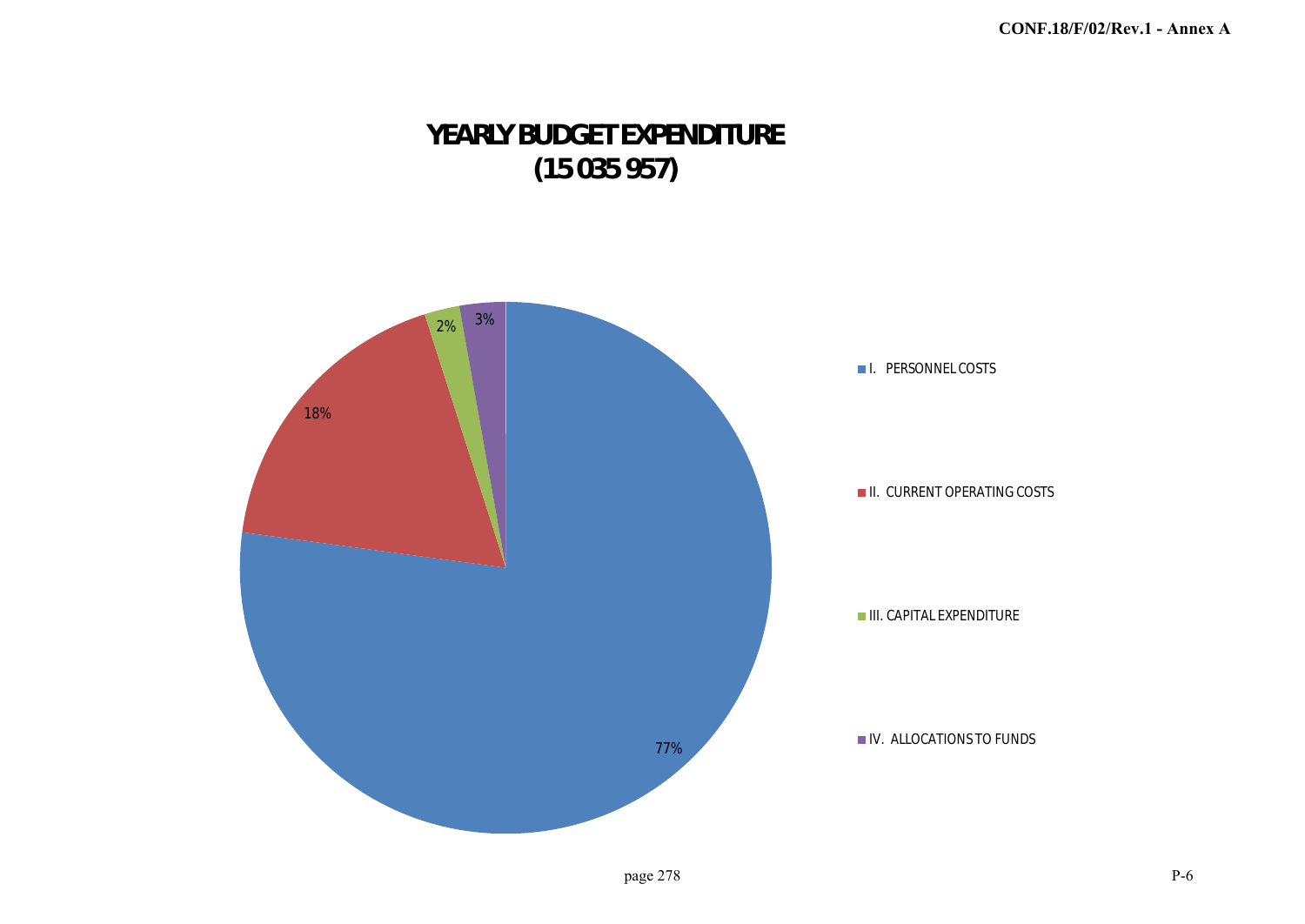# YEARLY BUDGET EXPENDITURE
# (15 035 957)

77%

18%

2%

3%

- I. PERSONNEL COSTS
- II. CURRENT OPERATING COSTS
- III. CAPITAL EXPENDITURE
- IV. ALLOCATIONS TO FUNDS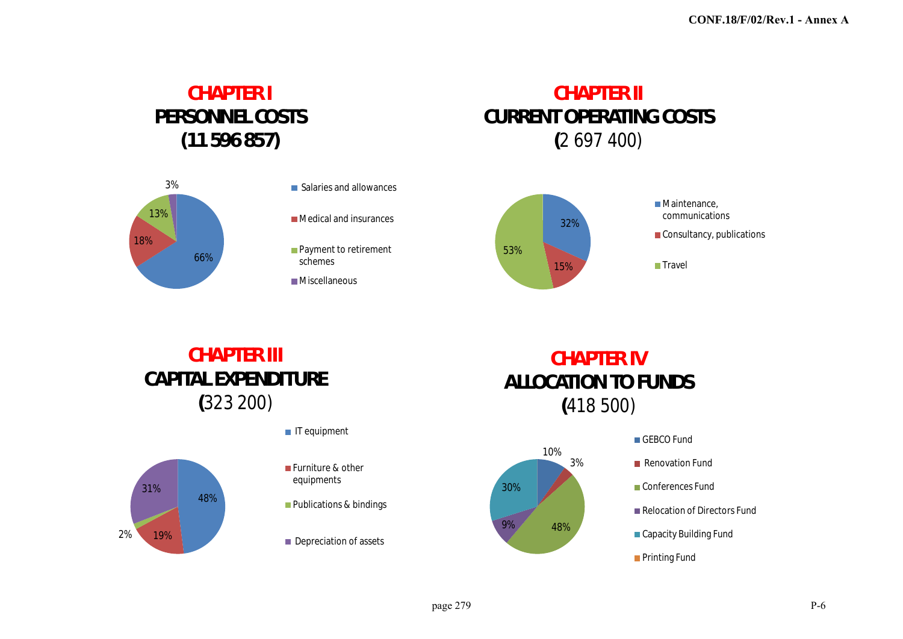## CHAPTER I
## PERSONNEL COSTS
## (11 596 857)

66%
18%
13%
3%

- Salaries and allowances
- Medical and insurances
- Payment to retirement schemes
- Miscellaneous

## CHAPTER II
## CURRENT OPERATING COSTS
## (2 697 400)

32%
15%
53%

- Maintenance, communications
- Consultancy, publications
- Travel

## CHAPTER III
## CAPITAL EXPENDITURE
## (323 200)

48%
19%
2%
31%

- IT equipment
- Furniture & other equipments
- Publications & bindings
- Depreciation of assets

## CHAPTER IV
## ALLOCATION TO FUNDS
## (418 500)

10%
3%
48%
9%
30%

- GEBCO Fund
- Renovation Fund
- Conferences Fund
- Relocation of Directors Fund
- Capacity Building Fund
- Printing Fund

P-6